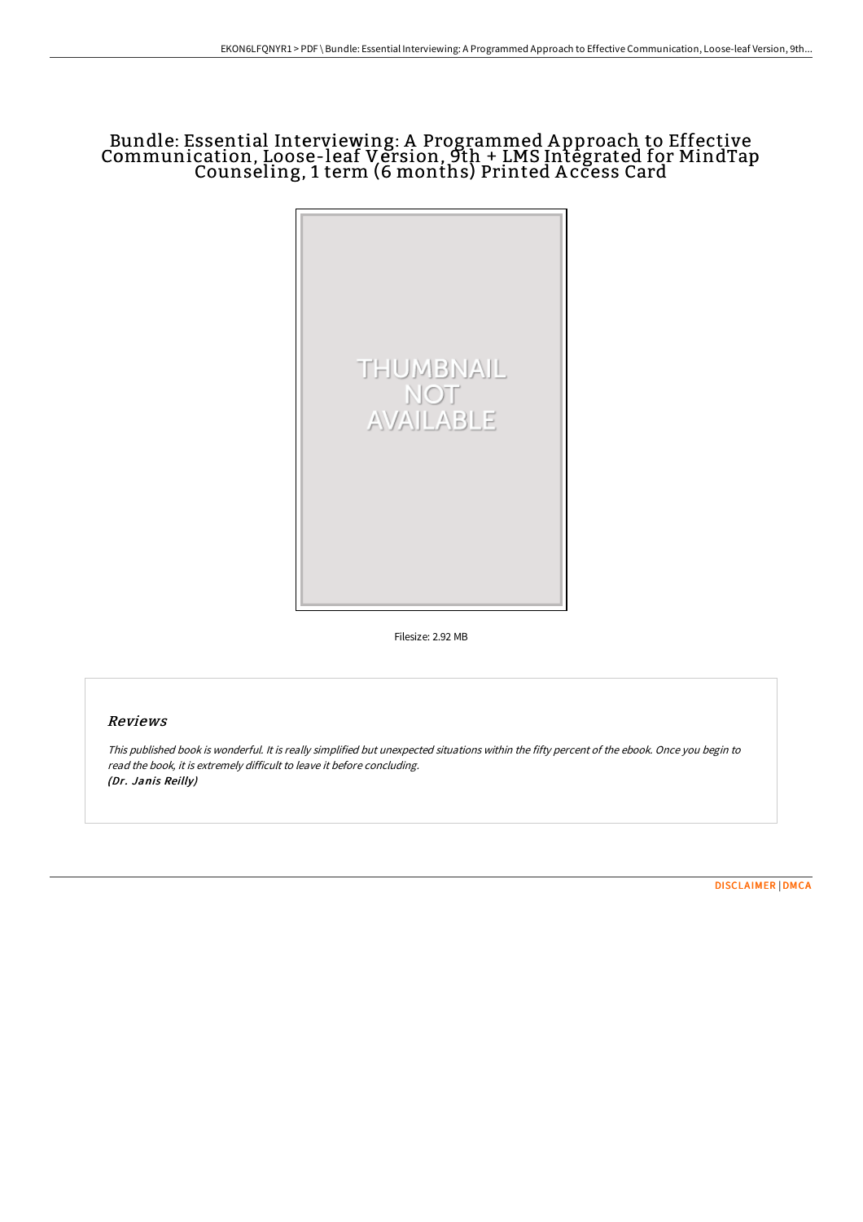# Bundle: Essential Interviewing: A Programmed Approach to Effective Communication, Loose-leaf Version, 9th + LMS Integrated for MindTap Counseling, 1 term (6 months) Printed Access Card

Filesize: 2.92 MB

## Reviews

*This published book is wonderful. It is really simplified but unexpected situations within the fifty percent of the ebook. Once you begin to read the book, it is extremely difficult to leave it before concluding.*
*(Dr. Janis Reilly)*

DISCLAIMER | DMCA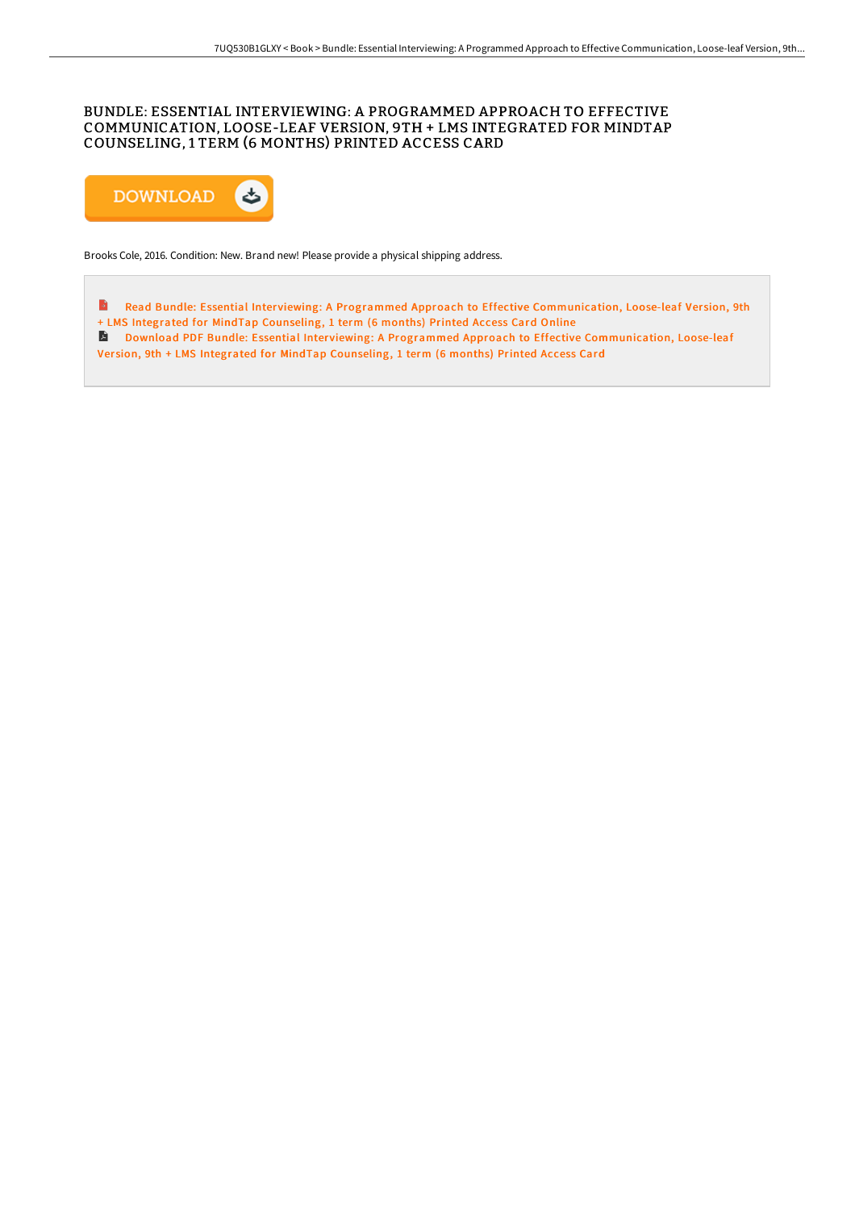## BUNDLE: ESSENTIAL INTERVIEWING: A PROGRAMMED APPROACH TO EFFECTIVE COMMUNICATION, LOOSE-LEAF VERSION, 9TH + LMS INTEGRATED FOR MINDTAP COUNSELING, 1 TERM (6 MONTHS) PRINTED ACCESS CARD

DOWNLOAD

Brooks Cole, 2016. Condition: New. Brand new! Please provide a physical shipping address.

Read Bundle: Essential Interviewing: A Programmed Approach to Effective Communication, Loose-leaf Version, 9th + LMS Integrated for MindTap Counseling, 1 term (6 months) Printed Access Card Online

Download PDF Bundle: Essential Interviewing: A Programmed Approach to Effective Communication, Loose-leaf Version, 9th + LMS Integrated for MindTap Counseling, 1 term (6 months) Printed Access Card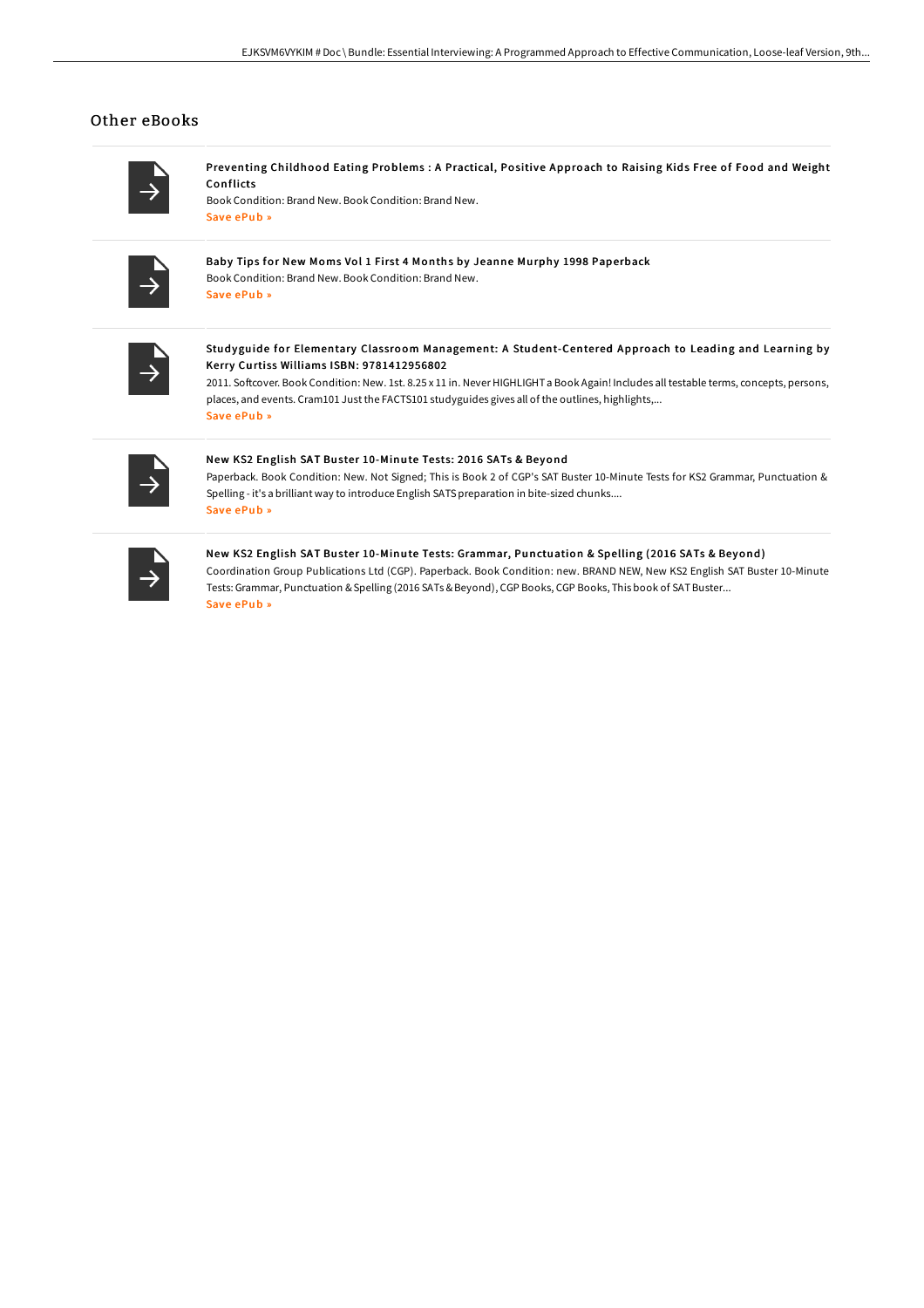## Other eBooks

**Preventing Childhood Eating Problems : A Practical, Positive Approach to Raising Kids Free of Food and Weight Conflicts**

Book Condition: Brand New. Book Condition: Brand New.

Save ePub »

**Baby Tips for New Moms Vol 1 First 4 Months by Jeanne Murphy 1998 Paperback**

Book Condition: Brand New. Book Condition: Brand New.

Save ePub »

**Studyguide for Elementary Classroom Management: A Student-Centered Approach to Leading and Learning by Kerry Curtiss Williams ISBN: 9781412956802**

2011. Softcover. Book Condition: New. 1st. 8.25 x 11 in. Never HIGHLIGHT a Book Again! Includes all testable terms, concepts, persons, places, and events. Cram101 Just the FACTS101 studyguides gives all of the outlines, highlights,...

Save ePub »

**New KS2 English SAT Buster 10-Minute Tests: 2016 SATs & Beyond**

Paperback. Book Condition: New. Not Signed; This is Book 2 of CGP's SAT Buster 10-Minute Tests for KS2 Grammar, Punctuation & Spelling - it's a brilliant way to introduce English SATS preparation in bite-sized chunks....

Save ePub »

**New KS2 English SAT Buster 10-Minute Tests: Grammar, Punctuation & Spelling (2016 SATs & Beyond)**

Coordination Group Publications Ltd (CGP). Paperback. Book Condition: new. BRAND NEW, New KS2 English SAT Buster 10-Minute Tests: Grammar, Punctuation & Spelling (2016 SATs & Beyond), CGP Books, CGP Books, This book of SAT Buster...

Save ePub »